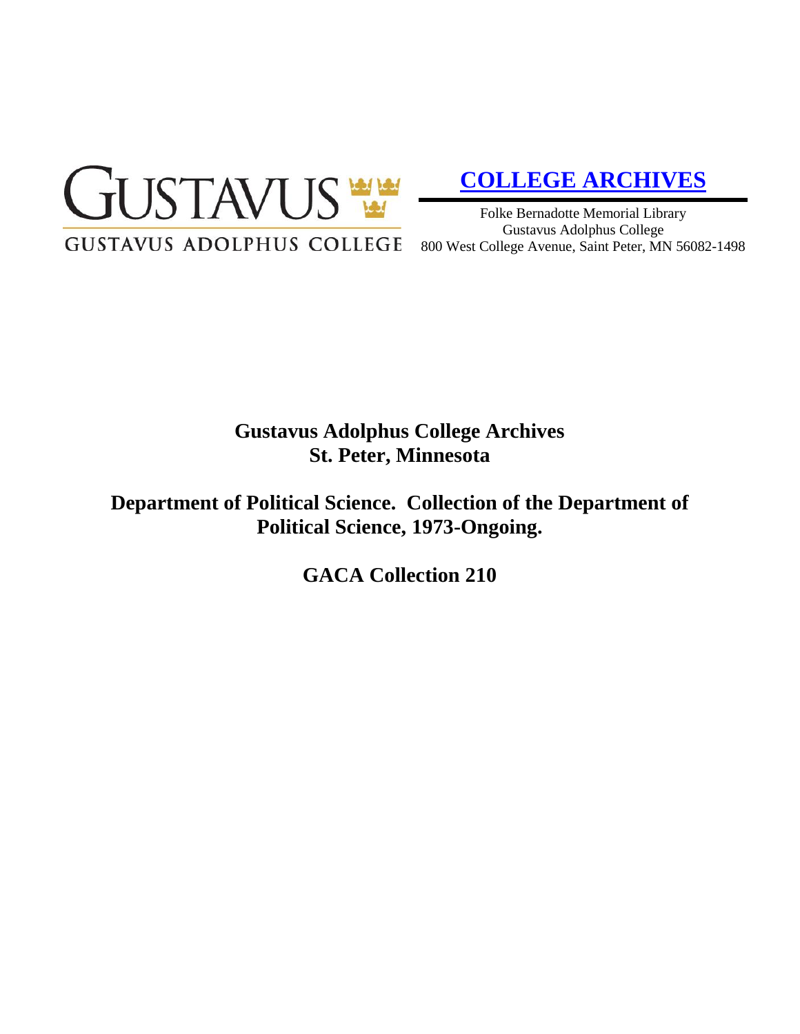GUSTAVUS

GUSTAVUS ADOLPHUS COLLEGE

**COLLEGE ARCHIVES**

Folke Bernadotte Memorial Library
Gustavus Adolphus College
800 West College Avenue, Saint Peter, MN 56082-1498

# Gustavus Adolphus College Archives
# St. Peter, Minnesota

## Department of Political Science. Collection of the Department of Political Science, 1973-Ongoing.

## GACA Collection 210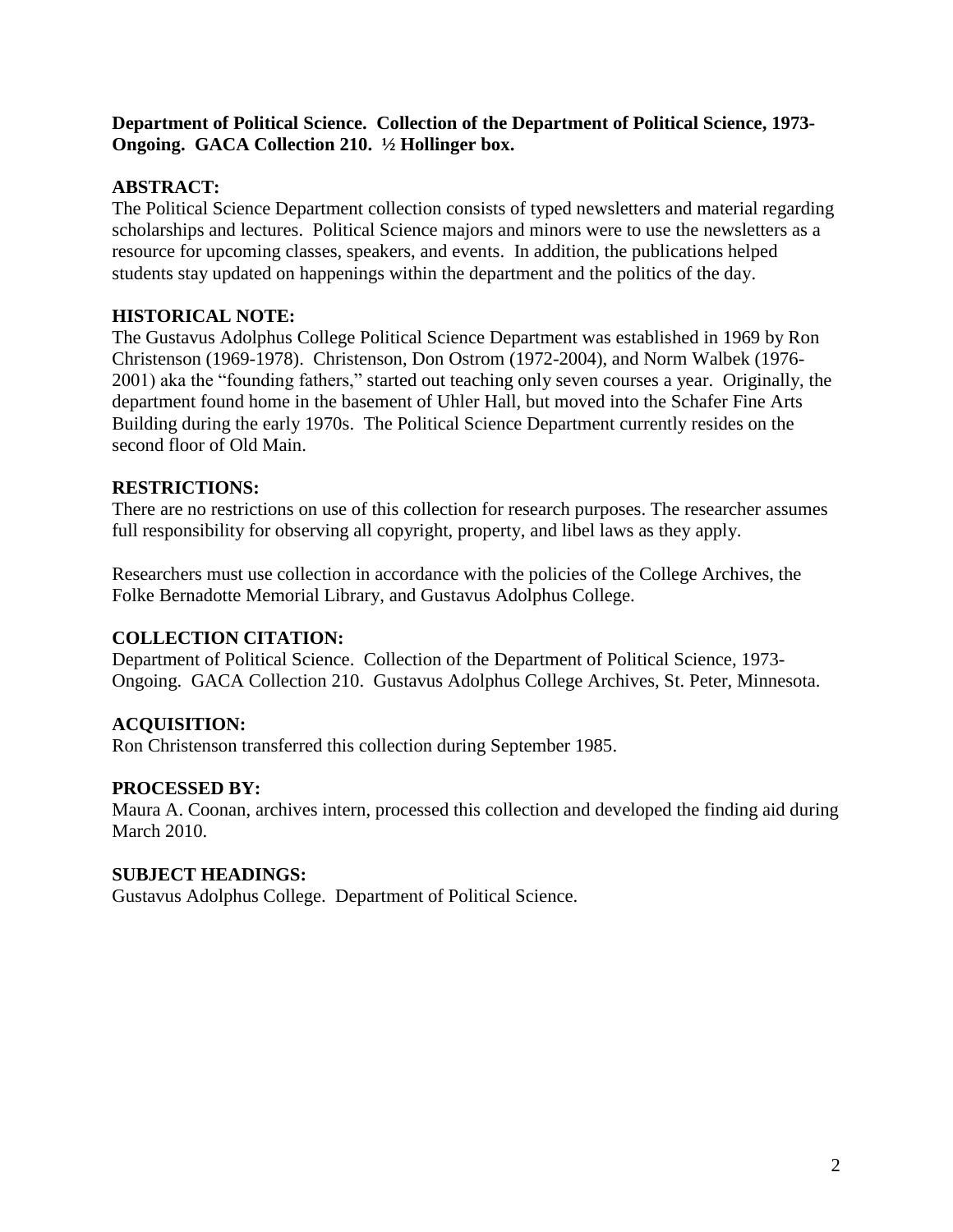**Department of Political Science. Collection of the Department of Political Science, 1973-Ongoing. GACA Collection 210. ½ Hollinger box.**

## ABSTRACT:

The Political Science Department collection consists of typed newsletters and material regarding scholarships and lectures. Political Science majors and minors were to use the newsletters as a resource for upcoming classes, speakers, and events. In addition, the publications helped students stay updated on happenings within the department and the politics of the day.

## HISTORICAL NOTE:

The Gustavus Adolphus College Political Science Department was established in 1969 by Ron Christenson (1969-1978). Christenson, Don Ostrom (1972-2004), and Norm Walbek (1976-2001) aka the "founding fathers," started out teaching only seven courses a year. Originally, the department found home in the basement of Uhler Hall, but moved into the Schafer Fine Arts Building during the early 1970s. The Political Science Department currently resides on the second floor of Old Main.

## RESTRICTIONS:

There are no restrictions on use of this collection for research purposes. The researcher assumes full responsibility for observing all copyright, property, and libel laws as they apply.

Researchers must use collection in accordance with the policies of the College Archives, the Folke Bernadotte Memorial Library, and Gustavus Adolphus College.

## COLLECTION CITATION:

Department of Political Science. Collection of the Department of Political Science, 1973-Ongoing. GACA Collection 210. Gustavus Adolphus College Archives, St. Peter, Minnesota.

## ACQUISITION:

Ron Christenson transferred this collection during September 1985.

## PROCESSED BY:

Maura A. Coonan, archives intern, processed this collection and developed the finding aid during March 2010.

## SUBJECT HEADINGS:

Gustavus Adolphus College. Department of Political Science.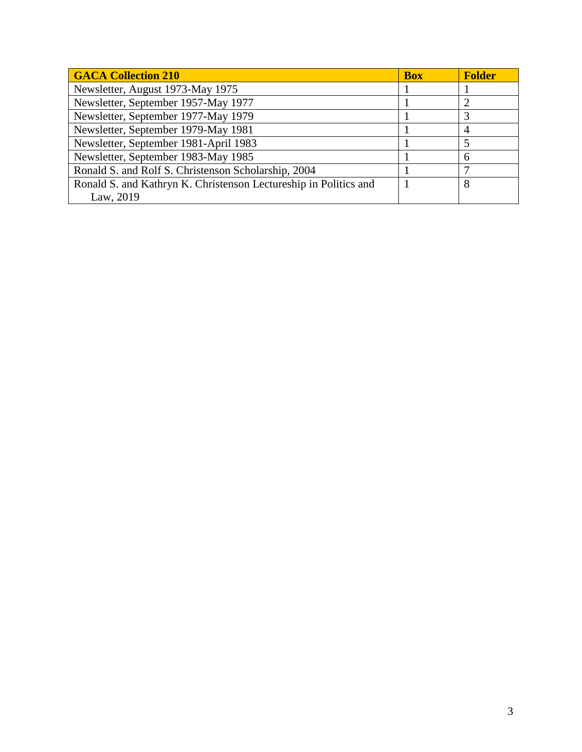| GACA Collection 210 | Box | Folder |
|---|---|---|
| Newsletter, August 1973-May 1975 | 1 | 1 |
| Newsletter, September 1957-May 1977 | 1 | 2 |
| Newsletter, September 1977-May 1979 | 1 | 3 |
| Newsletter, September 1979-May 1981 | 1 | 4 |
| Newsletter, September 1981-April 1983 | 1 | 5 |
| Newsletter, September 1983-May 1985 | 1 | 6 |
| Ronald S. and Rolf S. Christenson Scholarship, 2004 | 1 | 7 |
| Ronald S. and Kathryn K. Christenson Lectureship in Politics and Law, 2019 | 1 | 8 |